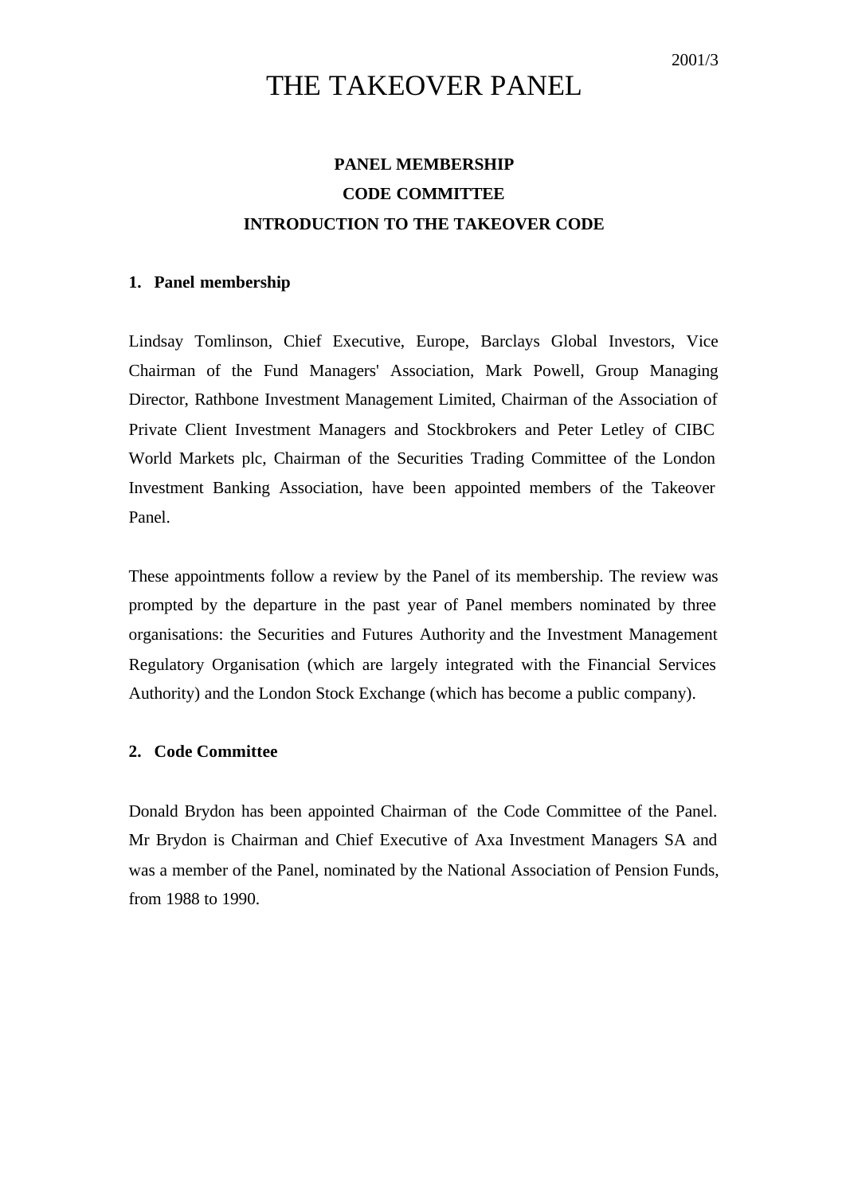2001/3

# THE TAKEOVER PANEL

**PANEL MEMBERSHIP**

**CODE COMMITTEE**

**INTRODUCTION TO THE TAKEOVER CODE**

## 1. Panel membership

Lindsay Tomlinson, Chief Executive, Europe, Barclays Global Investors, Vice Chairman of the Fund Managers' Association, Mark Powell, Group Managing Director, Rathbone Investment Management Limited, Chairman of the Association of Private Client Investment Managers and Stockbrokers and Peter Letley of CIBC World Markets plc, Chairman of the Securities Trading Committee of the London Investment Banking Association, have been appointed members of the Takeover Panel.

These appointments follow a review by the Panel of its membership. The review was prompted by the departure in the past year of Panel members nominated by three organisations: the Securities and Futures Authority and the Investment Management Regulatory Organisation (which are largely integrated with the Financial Services Authority) and the London Stock Exchange (which has become a public company).

## 2. Code Committee

Donald Brydon has been appointed Chairman of the Code Committee of the Panel. Mr Brydon is Chairman and Chief Executive of Axa Investment Managers SA and was a member of the Panel, nominated by the National Association of Pension Funds, from 1988 to 1990.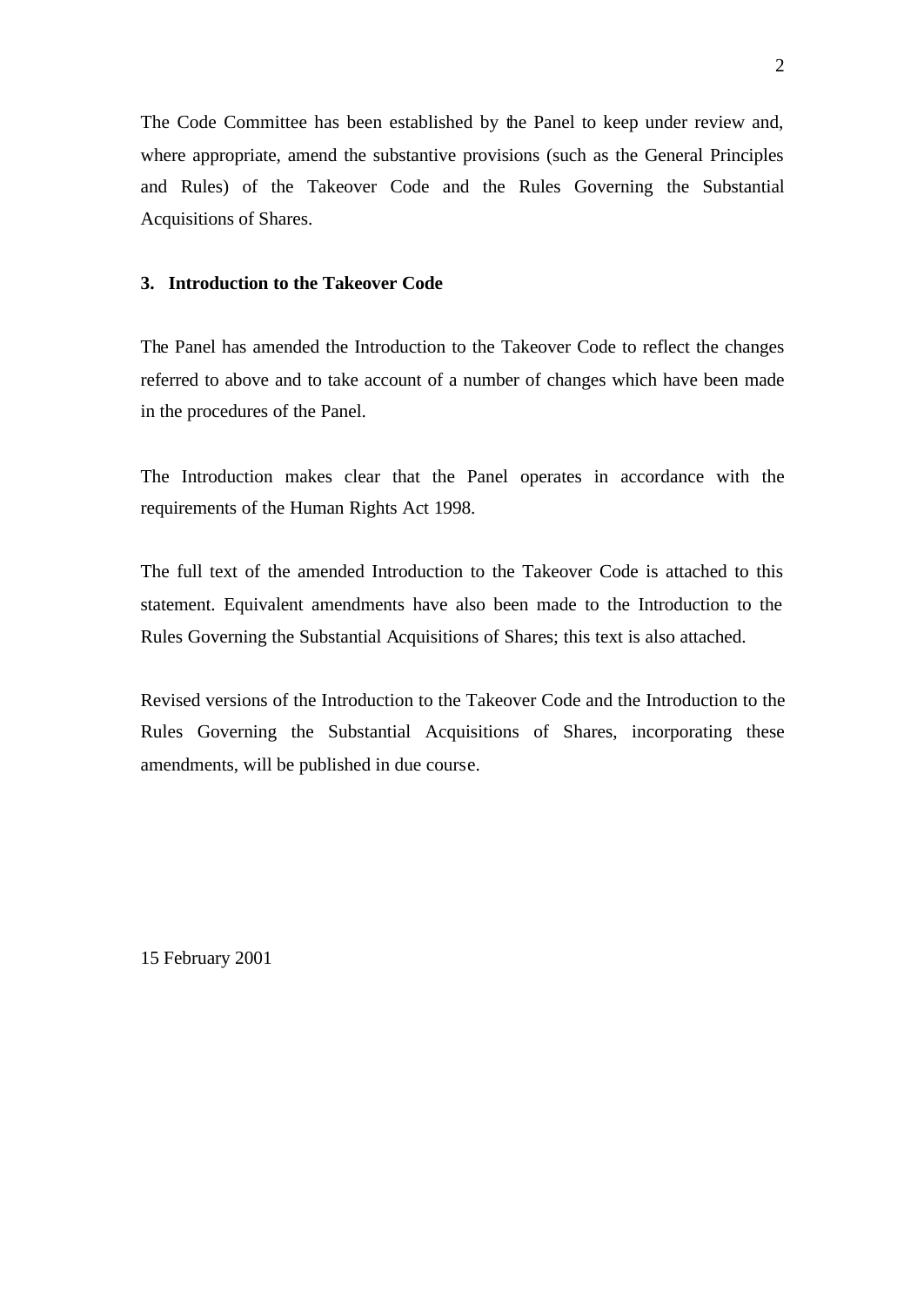The Code Committee has been established by the Panel to keep under review and, where appropriate, amend the substantive provisions (such as the General Principles and Rules) of the Takeover Code and the Rules Governing the Substantial Acquisitions of Shares.

### 3. Introduction to the Takeover Code

The Panel has amended the Introduction to the Takeover Code to reflect the changes referred to above and to take account of a number of changes which have been made in the procedures of the Panel.

The Introduction makes clear that the Panel operates in accordance with the requirements of the Human Rights Act 1998.

The full text of the amended Introduction to the Takeover Code is attached to this statement. Equivalent amendments have also been made to the Introduction to the Rules Governing the Substantial Acquisitions of Shares; this text is also attached.

Revised versions of the Introduction to the Takeover Code and the Introduction to the Rules Governing the Substantial Acquisitions of Shares, incorporating these amendments, will be published in due course.

15 February 2001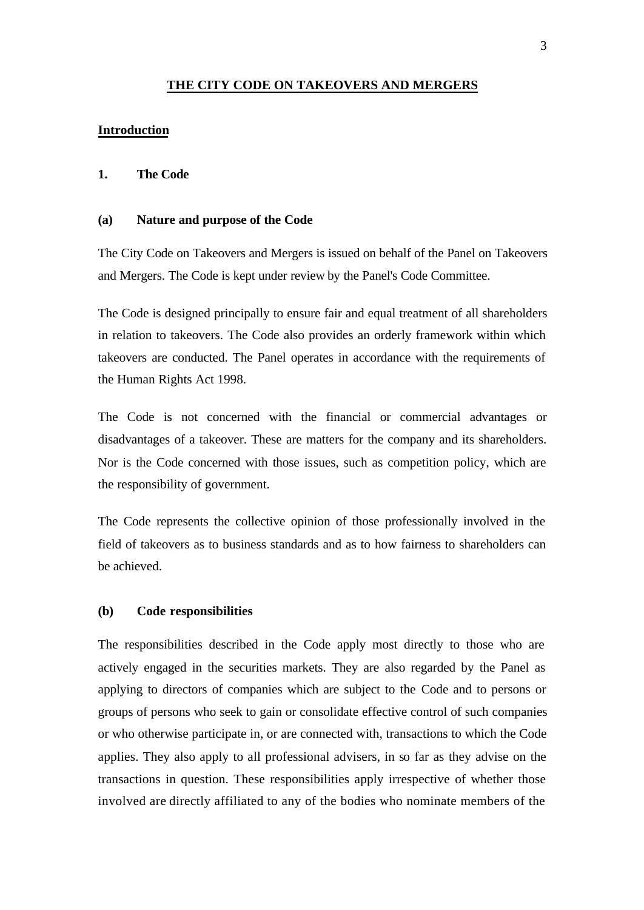# THE CITY CODE ON TAKEOVERS AND MERGERS

## Introduction

### 1. The Code

#### (a) Nature and purpose of the Code

The City Code on Takeovers and Mergers is issued on behalf of the Panel on Takeovers and Mergers. The Code is kept under review by the Panel's Code Committee.

The Code is designed principally to ensure fair and equal treatment of all shareholders in relation to takeovers. The Code also provides an orderly framework within which takeovers are conducted. The Panel operates in accordance with the requirements of the Human Rights Act 1998.

The Code is not concerned with the financial or commercial advantages or disadvantages of a takeover. These are matters for the company and its shareholders. Nor is the Code concerned with those issues, such as competition policy, which are the responsibility of government.

The Code represents the collective opinion of those professionally involved in the field of takeovers as to business standards and as to how fairness to shareholders can be achieved.

#### (b) Code responsibilities

The responsibilities described in the Code apply most directly to those who are actively engaged in the securities markets. They are also regarded by the Panel as applying to directors of companies which are subject to the Code and to persons or groups of persons who seek to gain or consolidate effective control of such companies or who otherwise participate in, or are connected with, transactions to which the Code applies. They also apply to all professional advisers, in so far as they advise on the transactions in question. These responsibilities apply irrespective of whether those involved are directly affiliated to any of the bodies who nominate members of the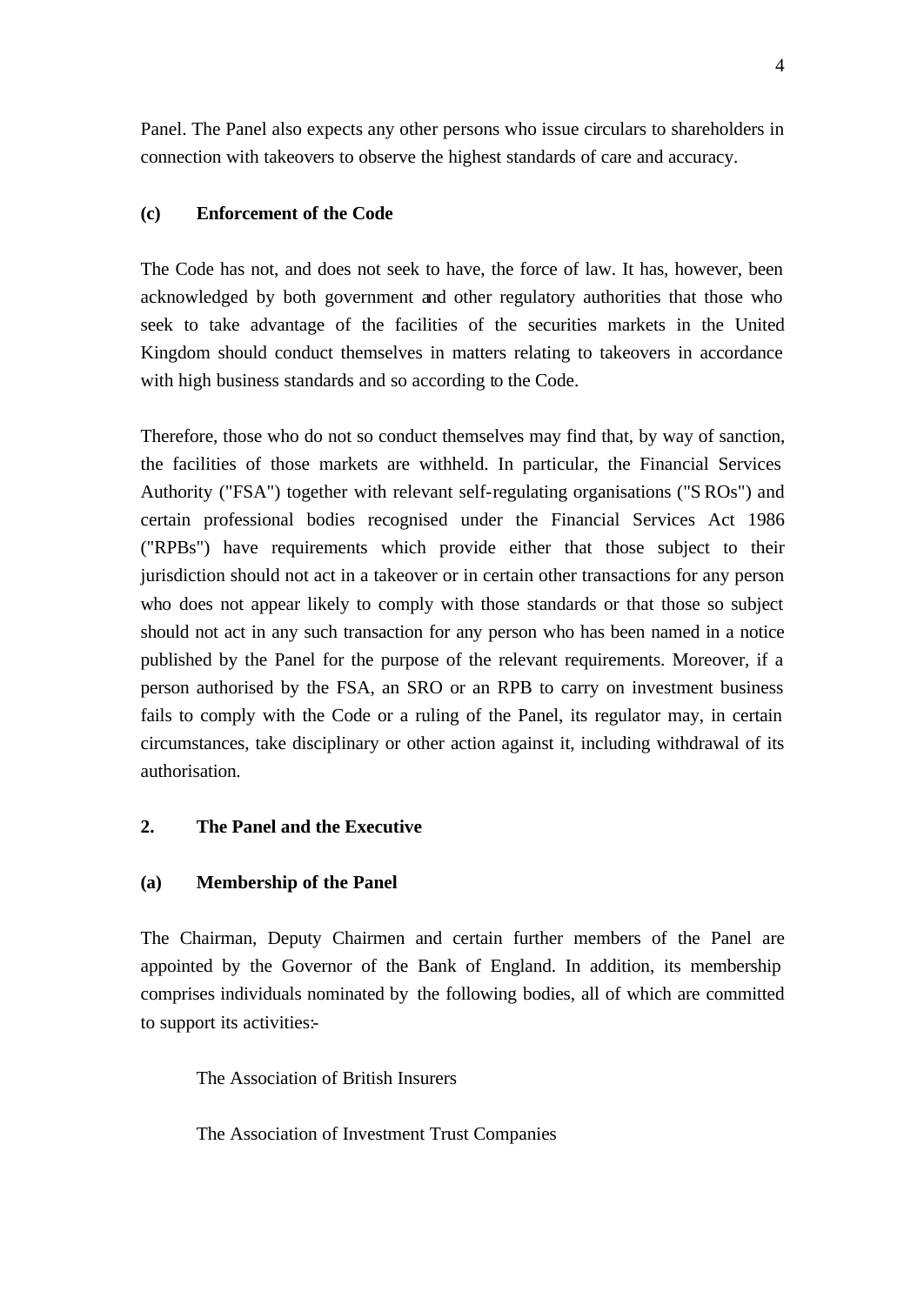Panel. The Panel also expects any other persons who issue circulars to shareholders in connection with takeovers to observe the highest standards of care and accuracy.

**(c) Enforcement of the Code**

The Code has not, and does not seek to have, the force of law. It has, however, been acknowledged by both government and other regulatory authorities that those who seek to take advantage of the facilities of the securities markets in the United Kingdom should conduct themselves in matters relating to takeovers in accordance with high business standards and so according to the Code.

Therefore, those who do not so conduct themselves may find that, by way of sanction, the facilities of those markets are withheld. In particular, the Financial Services Authority ("FSA") together with relevant self-regulating organisations ("SROs") and certain professional bodies recognised under the Financial Services Act 1986 ("RPBs") have requirements which provide either that those subject to their jurisdiction should not act in a takeover or in certain other transactions for any person who does not appear likely to comply with those standards or that those so subject should not act in any such transaction for any person who has been named in a notice published by the Panel for the purpose of the relevant requirements. Moreover, if a person authorised by the FSA, an SRO or an RPB to carry on investment business fails to comply with the Code or a ruling of the Panel, its regulator may, in certain circumstances, take disciplinary or other action against it, including withdrawal of its authorisation.

## 2. The Panel and the Executive

**(a) Membership of the Panel**

The Chairman, Deputy Chairmen and certain further members of the Panel are appointed by the Governor of the Bank of England. In addition, its membership comprises individuals nominated by the following bodies, all of which are committed to support its activities:-

The Association of British Insurers

The Association of Investment Trust Companies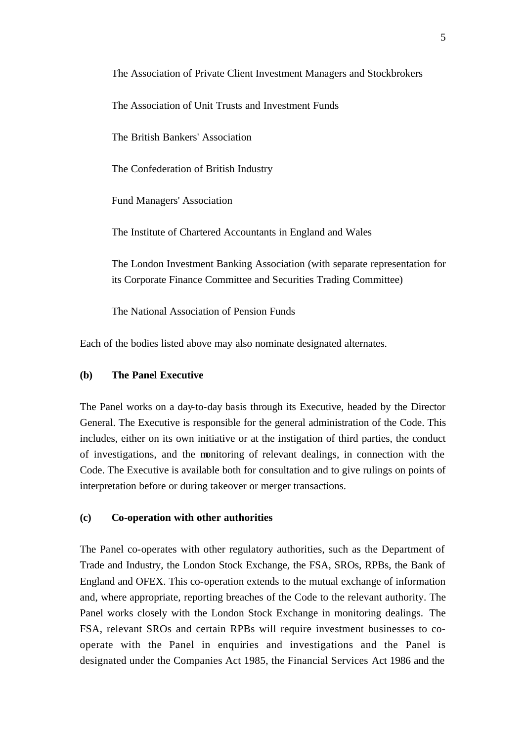The Association of Private Client Investment Managers and Stockbrokers

The Association of Unit Trusts and Investment Funds

The British Bankers' Association

The Confederation of British Industry

Fund Managers' Association

The Institute of Chartered Accountants in England and Wales

The London Investment Banking Association (with separate representation for its Corporate Finance Committee and Securities Trading Committee)

The National Association of Pension Funds

Each of the bodies listed above may also nominate designated alternates.

**(b) The Panel Executive**

The Panel works on a day-to-day basis through its Executive, headed by the Director General. The Executive is responsible for the general administration of the Code. This includes, either on its own initiative or at the instigation of third parties, the conduct of investigations, and the monitoring of relevant dealings, in connection with the Code. The Executive is available both for consultation and to give rulings on points of interpretation before or during takeover or merger transactions.

**(c) Co-operation with other authorities**

The Panel co-operates with other regulatory authorities, such as the Department of Trade and Industry, the London Stock Exchange, the FSA, SROs, RPBs, the Bank of England and OFEX. This co-operation extends to the mutual exchange of information and, where appropriate, reporting breaches of the Code to the relevant authority. The Panel works closely with the London Stock Exchange in monitoring dealings. The FSA, relevant SROs and certain RPBs will require investment businesses to co-operate with the Panel in enquiries and investigations and the Panel is designated under the Companies Act 1985, the Financial Services Act 1986 and the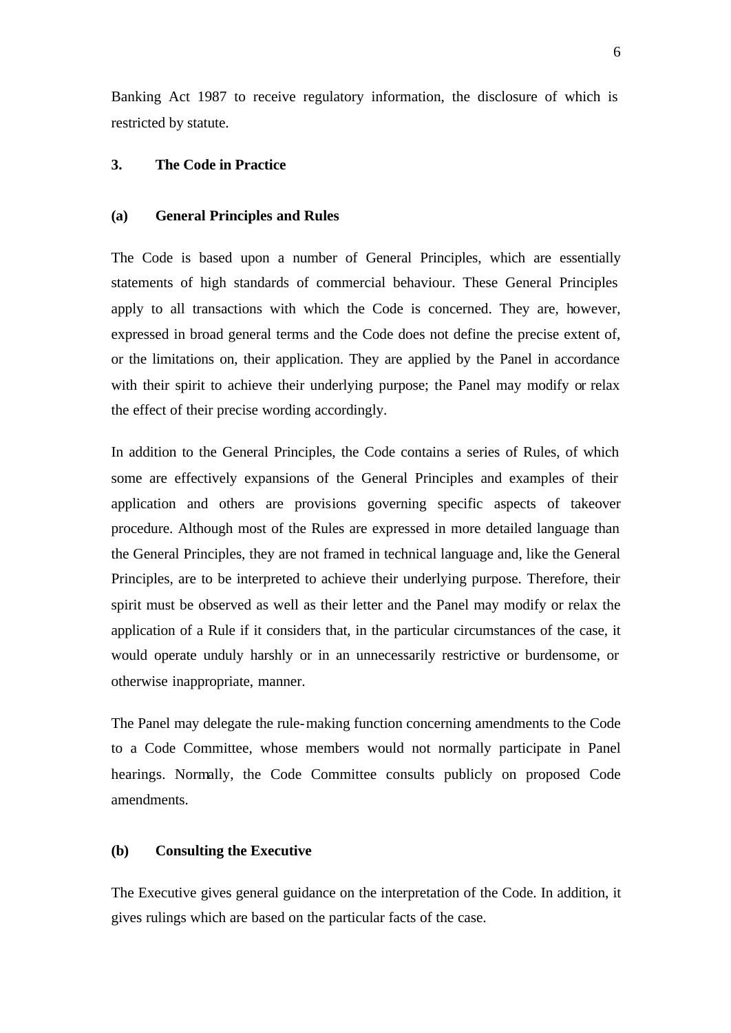Banking Act 1987 to receive regulatory information, the disclosure of which is restricted by statute.

## 3. The Code in Practice

### (a) General Principles and Rules

The Code is based upon a number of General Principles, which are essentially statements of high standards of commercial behaviour. These General Principles apply to all transactions with which the Code is concerned. They are, however, expressed in broad general terms and the Code does not define the precise extent of, or the limitations on, their application. They are applied by the Panel in accordance with their spirit to achieve their underlying purpose; the Panel may modify or relax the effect of their precise wording accordingly.

In addition to the General Principles, the Code contains a series of Rules, of which some are effectively expansions of the General Principles and examples of their application and others are provisions governing specific aspects of takeover procedure. Although most of the Rules are expressed in more detailed language than the General Principles, they are not framed in technical language and, like the General Principles, are to be interpreted to achieve their underlying purpose. Therefore, their spirit must be observed as well as their letter and the Panel may modify or relax the application of a Rule if it considers that, in the particular circumstances of the case, it would operate unduly harshly or in an unnecessarily restrictive or burdensome, or otherwise inappropriate, manner.

The Panel may delegate the rule-making function concerning amendments to the Code to a Code Committee, whose members would not normally participate in Panel hearings. Normally, the Code Committee consults publicly on proposed Code amendments.

### (b) Consulting the Executive

The Executive gives general guidance on the interpretation of the Code. In addition, it gives rulings which are based on the particular facts of the case.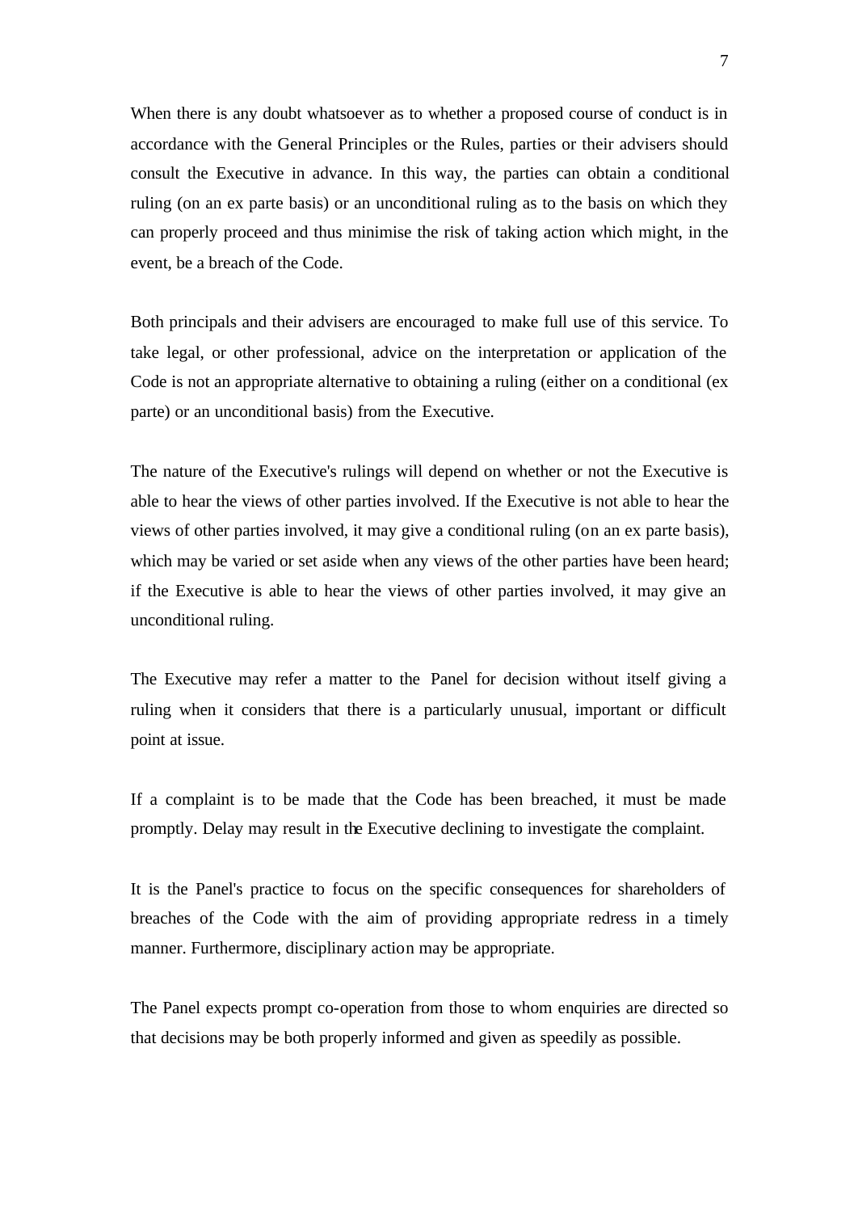When there is any doubt whatsoever as to whether a proposed course of conduct is in accordance with the General Principles or the Rules, parties or their advisers should consult the Executive in advance. In this way, the parties can obtain a conditional ruling (on an ex parte basis) or an unconditional ruling as to the basis on which they can properly proceed and thus minimise the risk of taking action which might, in the event, be a breach of the Code.

Both principals and their advisers are encouraged to make full use of this service. To take legal, or other professional, advice on the interpretation or application of the Code is not an appropriate alternative to obtaining a ruling (either on a conditional (ex parte) or an unconditional basis) from the Executive.

The nature of the Executive's rulings will depend on whether or not the Executive is able to hear the views of other parties involved. If the Executive is not able to hear the views of other parties involved, it may give a conditional ruling (on an ex parte basis), which may be varied or set aside when any views of the other parties have been heard; if the Executive is able to hear the views of other parties involved, it may give an unconditional ruling.

The Executive may refer a matter to the Panel for decision without itself giving a ruling when it considers that there is a particularly unusual, important or difficult point at issue.

If a complaint is to be made that the Code has been breached, it must be made promptly. Delay may result in the Executive declining to investigate the complaint.

It is the Panel's practice to focus on the specific consequences for shareholders of breaches of the Code with the aim of providing appropriate redress in a timely manner. Furthermore, disciplinary action may be appropriate.

The Panel expects prompt co-operation from those to whom enquiries are directed so that decisions may be both properly informed and given as speedily as possible.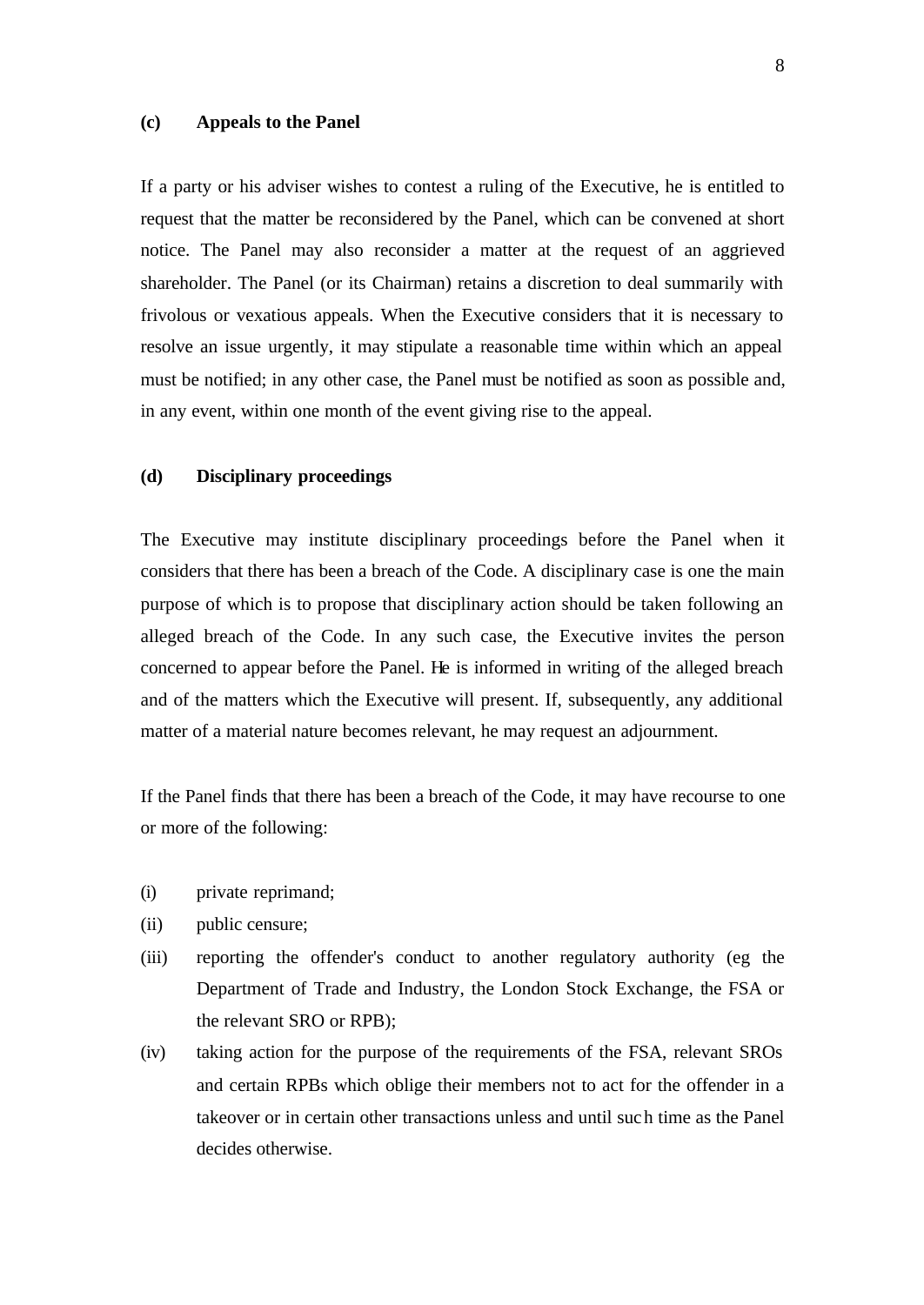### (c) Appeals to the Panel

If a party or his adviser wishes to contest a ruling of the Executive, he is entitled to request that the matter be reconsidered by the Panel, which can be convened at short notice. The Panel may also reconsider a matter at the request of an aggrieved shareholder. The Panel (or its Chairman) retains a discretion to deal summarily with frivolous or vexatious appeals. When the Executive considers that it is necessary to resolve an issue urgently, it may stipulate a reasonable time within which an appeal must be notified; in any other case, the Panel must be notified as soon as possible and, in any event, within one month of the event giving rise to the appeal.

### (d) Disciplinary proceedings

The Executive may institute disciplinary proceedings before the Panel when it considers that there has been a breach of the Code. A disciplinary case is one the main purpose of which is to propose that disciplinary action should be taken following an alleged breach of the Code. In any such case, the Executive invites the person concerned to appear before the Panel. He is informed in writing of the alleged breach and of the matters which the Executive will present. If, subsequently, any additional matter of a material nature becomes relevant, he may request an adjournment.

If the Panel finds that there has been a breach of the Code, it may have recourse to one or more of the following:

(i) private reprimand;

(ii) public censure;

(iii) reporting the offender's conduct to another regulatory authority (eg the Department of Trade and Industry, the London Stock Exchange, the FSA or the relevant SRO or RPB);

(iv) taking action for the purpose of the requirements of the FSA, relevant SROs and certain RPBs which oblige their members not to act for the offender in a takeover or in certain other transactions unless and until such time as the Panel decides otherwise.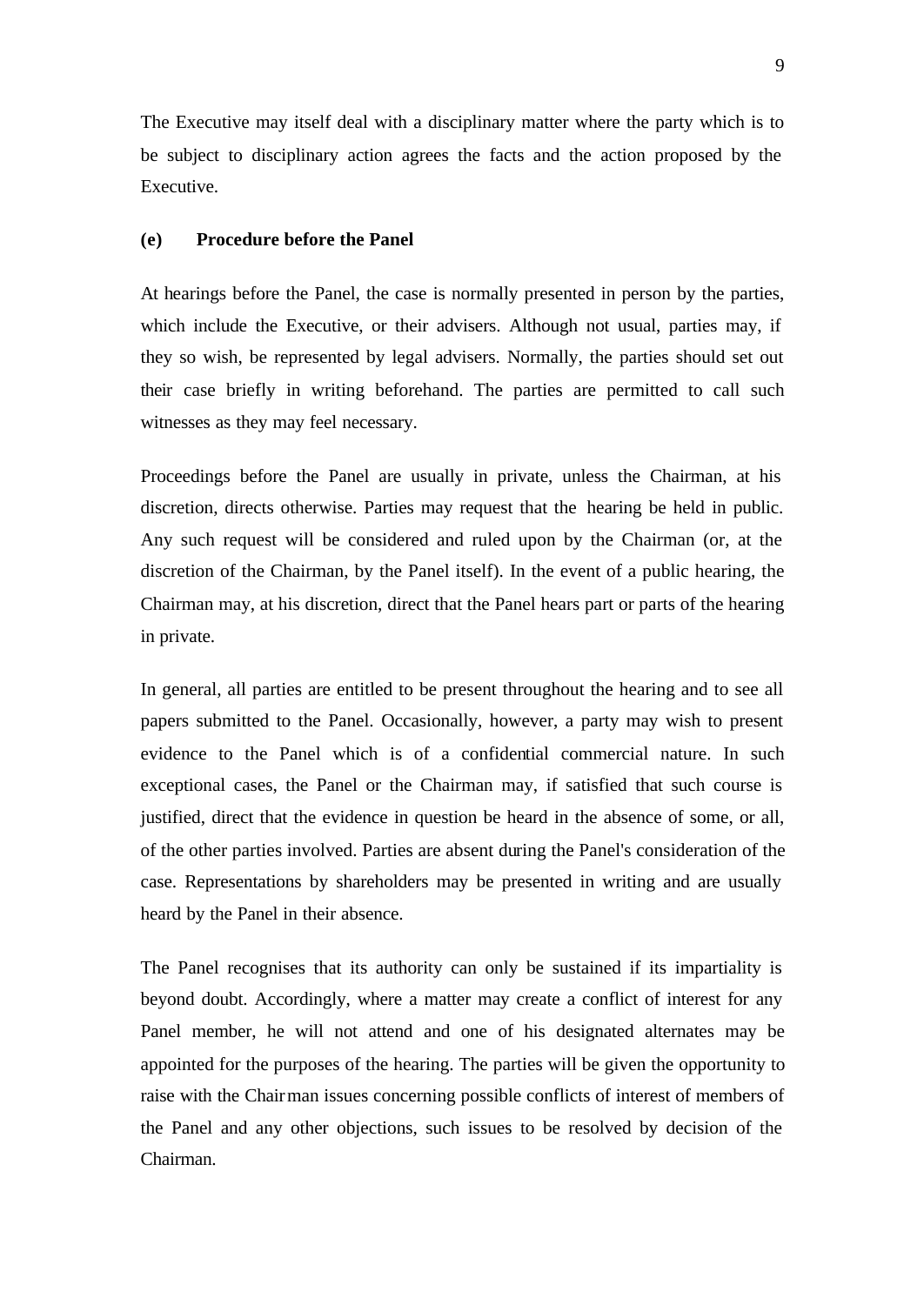The Executive may itself deal with a disciplinary matter where the party which is to be subject to disciplinary action agrees the facts and the action proposed by the Executive.

**(e) Procedure before the Panel**

At hearings before the Panel, the case is normally presented in person by the parties, which include the Executive, or their advisers. Although not usual, parties may, if they so wish, be represented by legal advisers. Normally, the parties should set out their case briefly in writing beforehand. The parties are permitted to call such witnesses as they may feel necessary.

Proceedings before the Panel are usually in private, unless the Chairman, at his discretion, directs otherwise. Parties may request that the hearing be held in public. Any such request will be considered and ruled upon by the Chairman (or, at the discretion of the Chairman, by the Panel itself). In the event of a public hearing, the Chairman may, at his discretion, direct that the Panel hears part or parts of the hearing in private.

In general, all parties are entitled to be present throughout the hearing and to see all papers submitted to the Panel. Occasionally, however, a party may wish to present evidence to the Panel which is of a confidential commercial nature. In such exceptional cases, the Panel or the Chairman may, if satisfied that such course is justified, direct that the evidence in question be heard in the absence of some, or all, of the other parties involved. Parties are absent during the Panel's consideration of the case. Representations by shareholders may be presented in writing and are usually heard by the Panel in their absence.

The Panel recognises that its authority can only be sustained if its impartiality is beyond doubt. Accordingly, where a matter may create a conflict of interest for any Panel member, he will not attend and one of his designated alternates may be appointed for the purposes of the hearing. The parties will be given the opportunity to raise with the Chairman issues concerning possible conflicts of interest of members of the Panel and any other objections, such issues to be resolved by decision of the Chairman.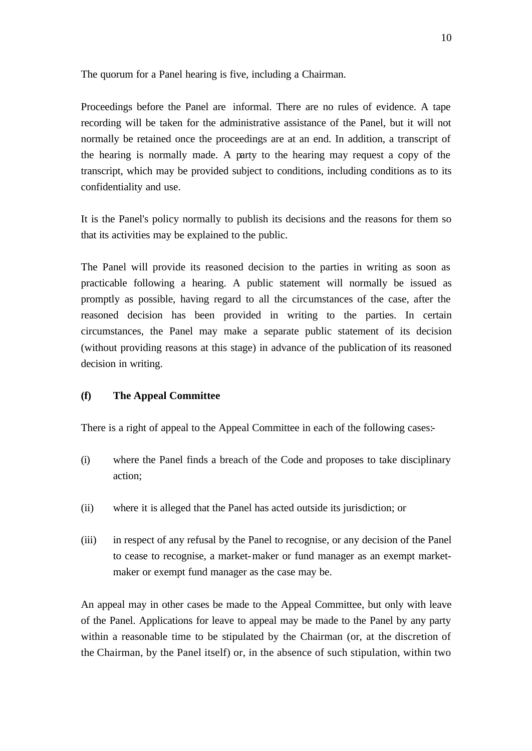The quorum for a Panel hearing is five, including a Chairman.

Proceedings before the Panel are informal. There are no rules of evidence. A tape recording will be taken for the administrative assistance of the Panel, but it will not normally be retained once the proceedings are at an end. In addition, a transcript of the hearing is normally made. A party to the hearing may request a copy of the transcript, which may be provided subject to conditions, including conditions as to its confidentiality and use.

It is the Panel's policy normally to publish its decisions and the reasons for them so that its activities may be explained to the public.

The Panel will provide its reasoned decision to the parties in writing as soon as practicable following a hearing. A public statement will normally be issued as promptly as possible, having regard to all the circumstances of the case, after the reasoned decision has been provided in writing to the parties. In certain circumstances, the Panel may make a separate public statement of its decision (without providing reasons at this stage) in advance of the publication of its reasoned decision in writing.

**(f) The Appeal Committee**

There is a right of appeal to the Appeal Committee in each of the following cases:-

(i) where the Panel finds a breach of the Code and proposes to take disciplinary action;

(ii) where it is alleged that the Panel has acted outside its jurisdiction; or

(iii) in respect of any refusal by the Panel to recognise, or any decision of the Panel to cease to recognise, a market-maker or fund manager as an exempt market-maker or exempt fund manager as the case may be.

An appeal may in other cases be made to the Appeal Committee, but only with leave of the Panel. Applications for leave to appeal may be made to the Panel by any party within a reasonable time to be stipulated by the Chairman (or, at the discretion of the Chairman, by the Panel itself) or, in the absence of such stipulation, within two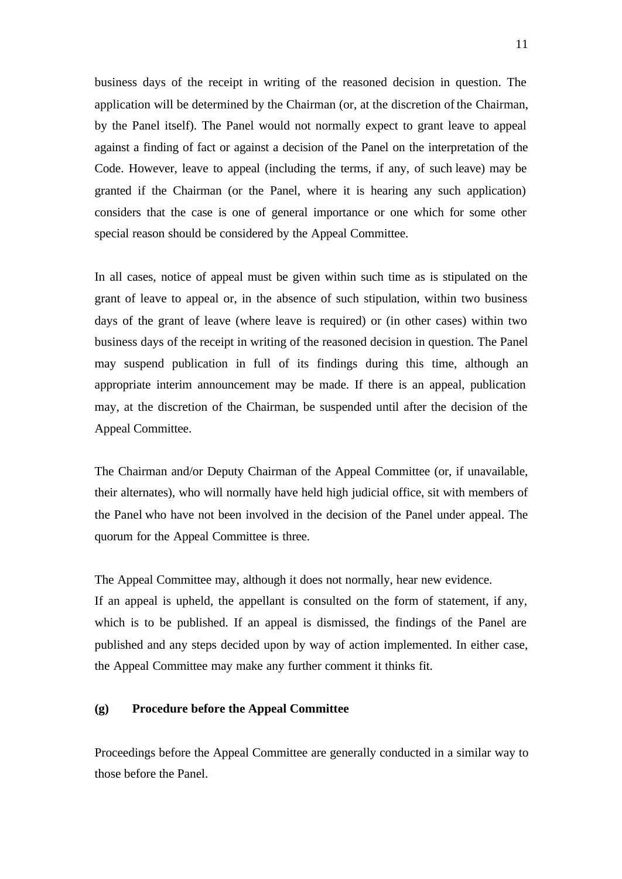business days of the receipt in writing of the reasoned decision in question. The application will be determined by the Chairman (or, at the discretion of the Chairman, by the Panel itself). The Panel would not normally expect to grant leave to appeal against a finding of fact or against a decision of the Panel on the interpretation of the Code. However, leave to appeal (including the terms, if any, of such leave) may be granted if the Chairman (or the Panel, where it is hearing any such application) considers that the case is one of general importance or one which for some other special reason should be considered by the Appeal Committee.

In all cases, notice of appeal must be given within such time as is stipulated on the grant of leave to appeal or, in the absence of such stipulation, within two business days of the grant of leave (where leave is required) or (in other cases) within two business days of the receipt in writing of the reasoned decision in question. The Panel may suspend publication in full of its findings during this time, although an appropriate interim announcement may be made. If there is an appeal, publication may, at the discretion of the Chairman, be suspended until after the decision of the Appeal Committee.

The Chairman and/or Deputy Chairman of the Appeal Committee (or, if unavailable, their alternates), who will normally have held high judicial office, sit with members of the Panel who have not been involved in the decision of the Panel under appeal. The quorum for the Appeal Committee is three.

The Appeal Committee may, although it does not normally, hear new evidence.

If an appeal is upheld, the appellant is consulted on the form of statement, if any, which is to be published. If an appeal is dismissed, the findings of the Panel are published and any steps decided upon by way of action implemented. In either case, the Appeal Committee may make any further comment it thinks fit.

**(g) Procedure before the Appeal Committee**

Proceedings before the Appeal Committee are generally conducted in a similar way to those before the Panel.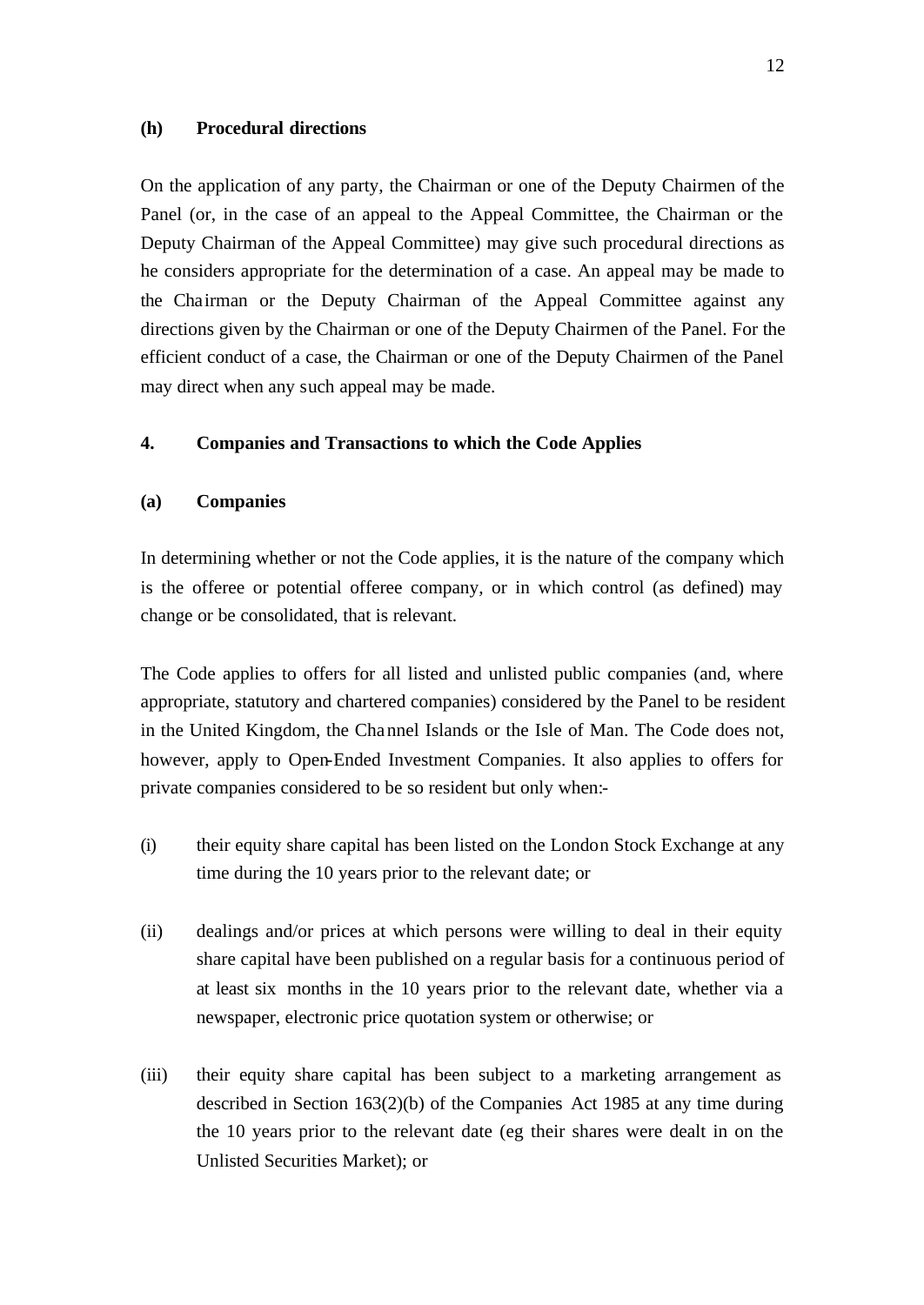**(h) Procedural directions**

On the application of any party, the Chairman or one of the Deputy Chairmen of the Panel (or, in the case of an appeal to the Appeal Committee, the Chairman or the Deputy Chairman of the Appeal Committee) may give such procedural directions as he considers appropriate for the determination of a case. An appeal may be made to the Chairman or the Deputy Chairman of the Appeal Committee against any directions given by the Chairman or one of the Deputy Chairmen of the Panel. For the efficient conduct of a case, the Chairman or one of the Deputy Chairmen of the Panel may direct when any such appeal may be made.

## 4. Companies and Transactions to which the Code Applies

**(a) Companies**

In determining whether or not the Code applies, it is the nature of the company which is the offeree or potential offeree company, or in which control (as defined) may change or be consolidated, that is relevant.

The Code applies to offers for all listed and unlisted public companies (and, where appropriate, statutory and chartered companies) considered by the Panel to be resident in the United Kingdom, the Channel Islands or the Isle of Man. The Code does not, however, apply to Open-Ended Investment Companies. It also applies to offers for private companies considered to be so resident but only when:-

(i) their equity share capital has been listed on the London Stock Exchange at any time during the 10 years prior to the relevant date; or

(ii) dealings and/or prices at which persons were willing to deal in their equity share capital have been published on a regular basis for a continuous period of at least six months in the 10 years prior to the relevant date, whether via a newspaper, electronic price quotation system or otherwise; or

(iii) their equity share capital has been subject to a marketing arrangement as described in Section 163(2)(b) of the Companies Act 1985 at any time during the 10 years prior to the relevant date (eg their shares were dealt in on the Unlisted Securities Market); or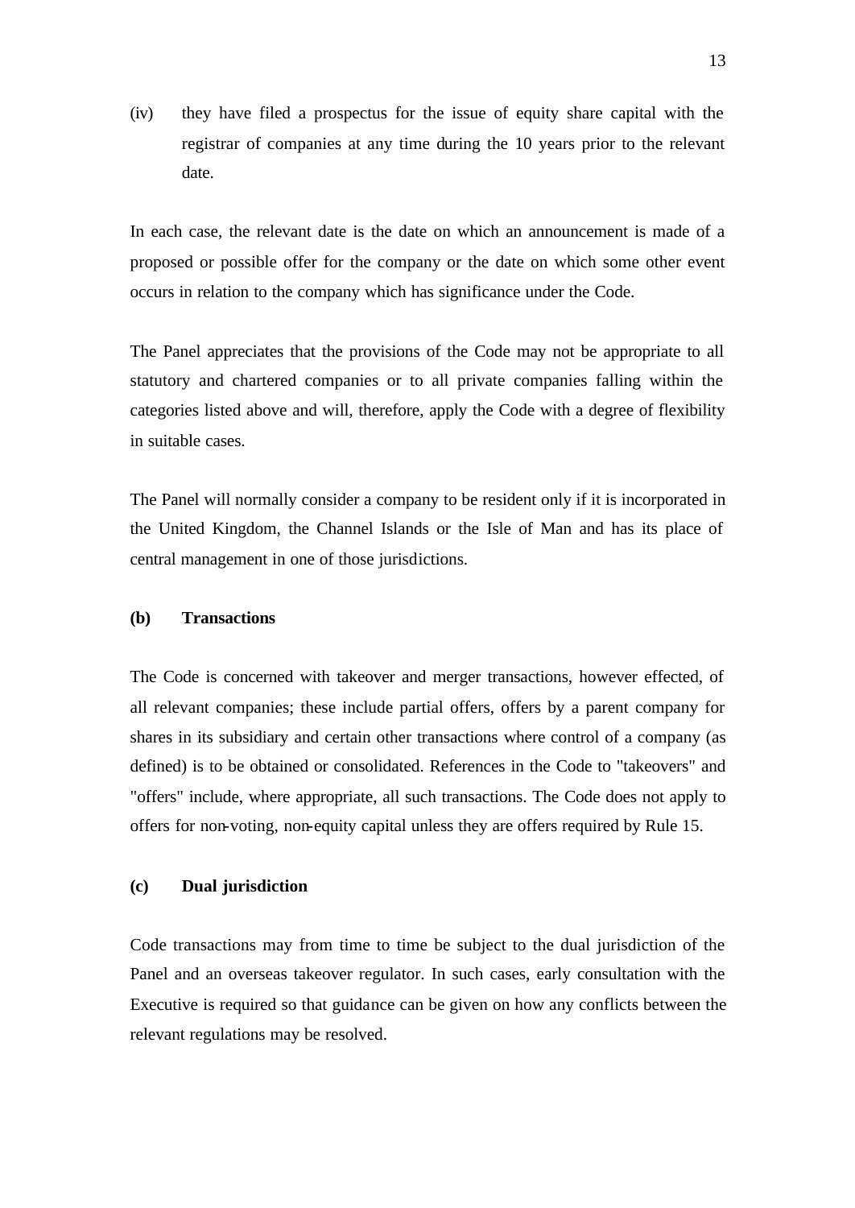(iv) they have filed a prospectus for the issue of equity share capital with the registrar of companies at any time during the 10 years prior to the relevant date.

In each case, the relevant date is the date on which an announcement is made of a proposed or possible offer for the company or the date on which some other event occurs in relation to the company which has significance under the Code.

The Panel appreciates that the provisions of the Code may not be appropriate to all statutory and chartered companies or to all private companies falling within the categories listed above and will, therefore, apply the Code with a degree of flexibility in suitable cases.

The Panel will normally consider a company to be resident only if it is incorporated in the United Kingdom, the Channel Islands or the Isle of Man and has its place of central management in one of those jurisdictions.

**(b) Transactions**

The Code is concerned with takeover and merger transactions, however effected, of all relevant companies; these include partial offers, offers by a parent company for shares in its subsidiary and certain other transactions where control of a company (as defined) is to be obtained or consolidated. References in the Code to "takeovers" and "offers" include, where appropriate, all such transactions. The Code does not apply to offers for non-voting, non-equity capital unless they are offers required by Rule 15.

**(c) Dual jurisdiction**

Code transactions may from time to time be subject to the dual jurisdiction of the Panel and an overseas takeover regulator. In such cases, early consultation with the Executive is required so that guidance can be given on how any conflicts between the relevant regulations may be resolved.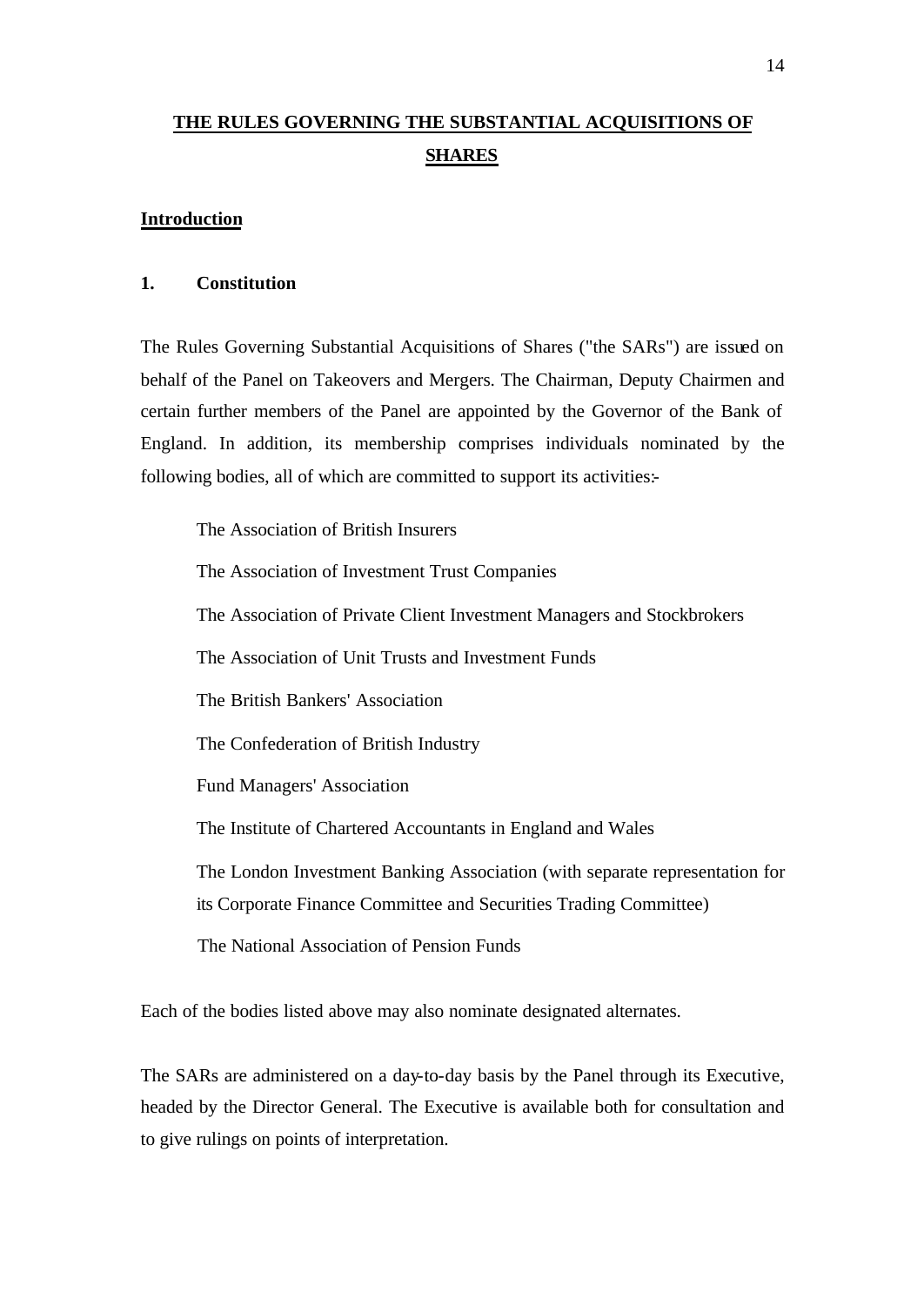# THE RULES GOVERNING THE SUBSTANTIAL ACQUISITIONS OF SHARES

## Introduction

### 1. Constitution

The Rules Governing Substantial Acquisitions of Shares ("the SARs") are issued on behalf of the Panel on Takeovers and Mergers. The Chairman, Deputy Chairmen and certain further members of the Panel are appointed by the Governor of the Bank of England. In addition, its membership comprises individuals nominated by the following bodies, all of which are committed to support its activities:-

The Association of British Insurers

The Association of Investment Trust Companies

The Association of Private Client Investment Managers and Stockbrokers

The Association of Unit Trusts and Investment Funds

The British Bankers' Association

The Confederation of British Industry

Fund Managers' Association

The Institute of Chartered Accountants in England and Wales

The London Investment Banking Association (with separate representation for its Corporate Finance Committee and Securities Trading Committee)

The National Association of Pension Funds

Each of the bodies listed above may also nominate designated alternates.

The SARs are administered on a day-to-day basis by the Panel through its Executive, headed by the Director General. The Executive is available both for consultation and to give rulings on points of interpretation.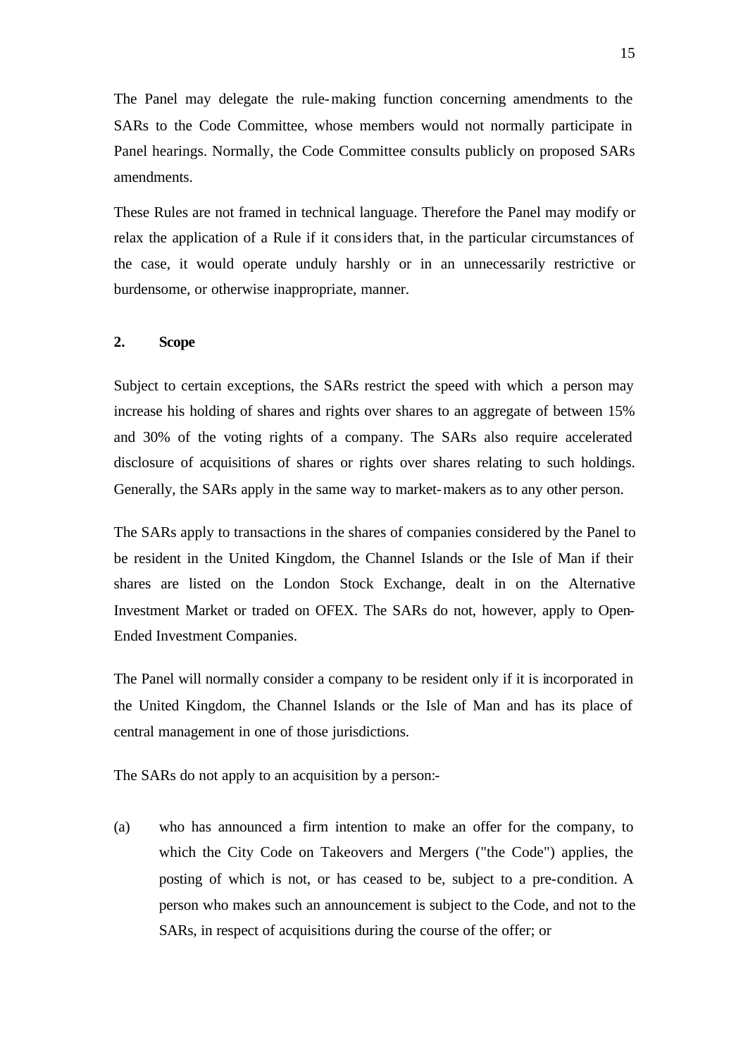The Panel may delegate the rule-making function concerning amendments to the SARs to the Code Committee, whose members would not normally participate in Panel hearings. Normally, the Code Committee consults publicly on proposed SARs amendments.

These Rules are not framed in technical language. Therefore the Panel may modify or relax the application of a Rule if it considers that, in the particular circumstances of the case, it would operate unduly harshly or in an unnecessarily restrictive or burdensome, or otherwise inappropriate, manner.

## 2. Scope

Subject to certain exceptions, the SARs restrict the speed with which a person may increase his holding of shares and rights over shares to an aggregate of between 15% and 30% of the voting rights of a company. The SARs also require accelerated disclosure of acquisitions of shares or rights over shares relating to such holdings. Generally, the SARs apply in the same way to market-makers as to any other person.

The SARs apply to transactions in the shares of companies considered by the Panel to be resident in the United Kingdom, the Channel Islands or the Isle of Man if their shares are listed on the London Stock Exchange, dealt in on the Alternative Investment Market or traded on OFEX. The SARs do not, however, apply to Open-Ended Investment Companies.

The Panel will normally consider a company to be resident only if it is incorporated in the United Kingdom, the Channel Islands or the Isle of Man and has its place of central management in one of those jurisdictions.

The SARs do not apply to an acquisition by a person:-

(a) who has announced a firm intention to make an offer for the company, to which the City Code on Takeovers and Mergers ("the Code") applies, the posting of which is not, or has ceased to be, subject to a pre-condition. A person who makes such an announcement is subject to the Code, and not to the SARs, in respect of acquisitions during the course of the offer; or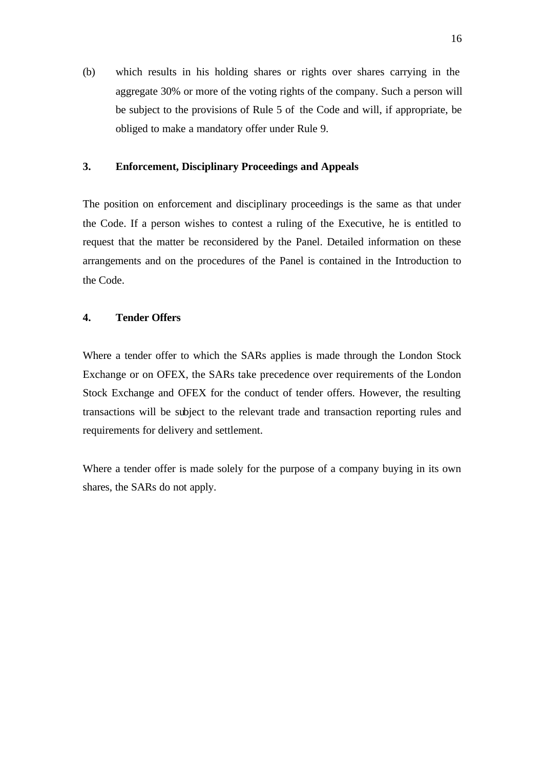(b) which results in his holding shares or rights over shares carrying in the aggregate 30% or more of the voting rights of the company. Such a person will be subject to the provisions of Rule 5 of the Code and will, if appropriate, be obliged to make a mandatory offer under Rule 9.

## 3. Enforcement, Disciplinary Proceedings and Appeals

The position on enforcement and disciplinary proceedings is the same as that under the Code. If a person wishes to contest a ruling of the Executive, he is entitled to request that the matter be reconsidered by the Panel. Detailed information on these arrangements and on the procedures of the Panel is contained in the Introduction to the Code.

## 4. Tender Offers

Where a tender offer to which the SARs applies is made through the London Stock Exchange or on OFEX, the SARs take precedence over requirements of the London Stock Exchange and OFEX for the conduct of tender offers. However, the resulting transactions will be subject to the relevant trade and transaction reporting rules and requirements for delivery and settlement.

Where a tender offer is made solely for the purpose of a company buying in its own shares, the SARs do not apply.